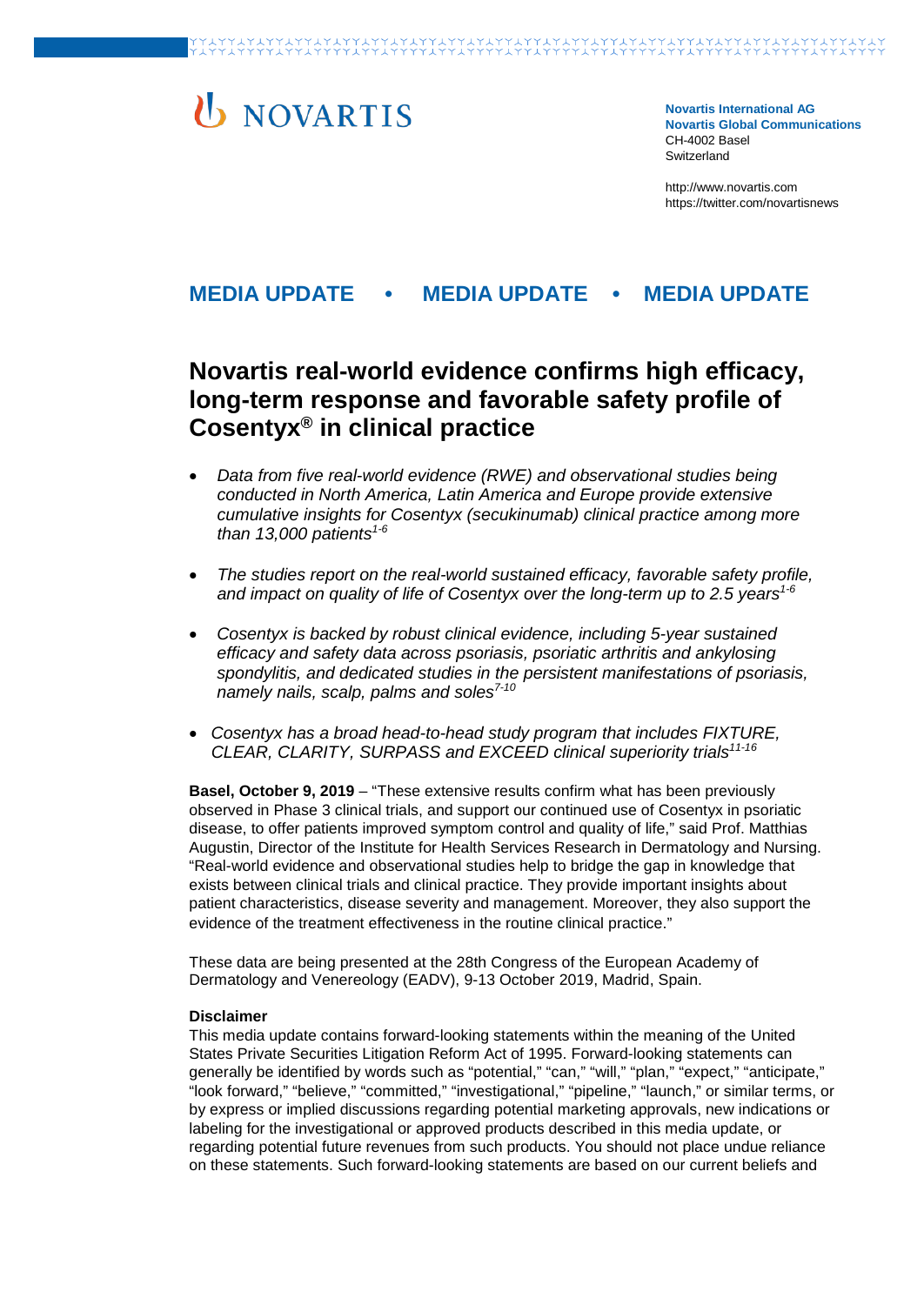NOVARTIS

**Novartis International AG**
**Novartis Global Communications**
CH-4002 Basel
Switzerland

http://www.novartis.com
https://twitter.com/novartisnews

## MEDIA UPDATE • MEDIA UPDATE • MEDIA UPDATE

# Novartis real-world evidence confirms high efficacy, long-term response and favorable safety profile of Cosentyx® in clinical practice

- *Data from five real-world evidence (RWE) and observational studies being conducted in North America, Latin America and Europe provide extensive cumulative insights for Cosentyx (secukinumab) clinical practice among more than 13,000 patients[1-6]*
- *The studies report on the real-world sustained efficacy, favorable safety profile, and impact on quality of life of Cosentyx over the long-term up to 2.5 years[1-6]*
- *Cosentyx is backed by robust clinical evidence, including 5-year sustained efficacy and safety data across psoriasis, psoriatic arthritis and ankylosing spondylitis, and dedicated studies in the persistent manifestations of psoriasis, namely nails, scalp, palms and soles[7-10]*
- *Cosentyx has a broad head-to-head study program that includes FIXTURE, CLEAR, CLARITY, SURPASS and EXCEED clinical superiority trials[11-16]*

**Basel, October 9, 2019** – "These extensive results confirm what has been previously observed in Phase 3 clinical trials, and support our continued use of Cosentyx in psoriatic disease, to offer patients improved symptom control and quality of life," said Prof. Matthias Augustin, Director of the Institute for Health Services Research in Dermatology and Nursing. "Real-world evidence and observational studies help to bridge the gap in knowledge that exists between clinical trials and clinical practice. They provide important insights about patient characteristics, disease severity and management. Moreover, they also support the evidence of the treatment effectiveness in the routine clinical practice."

These data are being presented at the 28th Congress of the European Academy of Dermatology and Venereology (EADV), 9-13 October 2019, Madrid, Spain.

**Disclaimer**
This media update contains forward-looking statements within the meaning of the United States Private Securities Litigation Reform Act of 1995. Forward-looking statements can generally be identified by words such as "potential," "can," "will," "plan," "expect," "anticipate," "look forward," "believe," "committed," "investigational," "pipeline," "launch," or similar terms, or by express or implied discussions regarding potential marketing approvals, new indications or labeling for the investigational or approved products described in this media update, or regarding potential future revenues from such products. You should not place undue reliance on these statements. Such forward-looking statements are based on our current beliefs and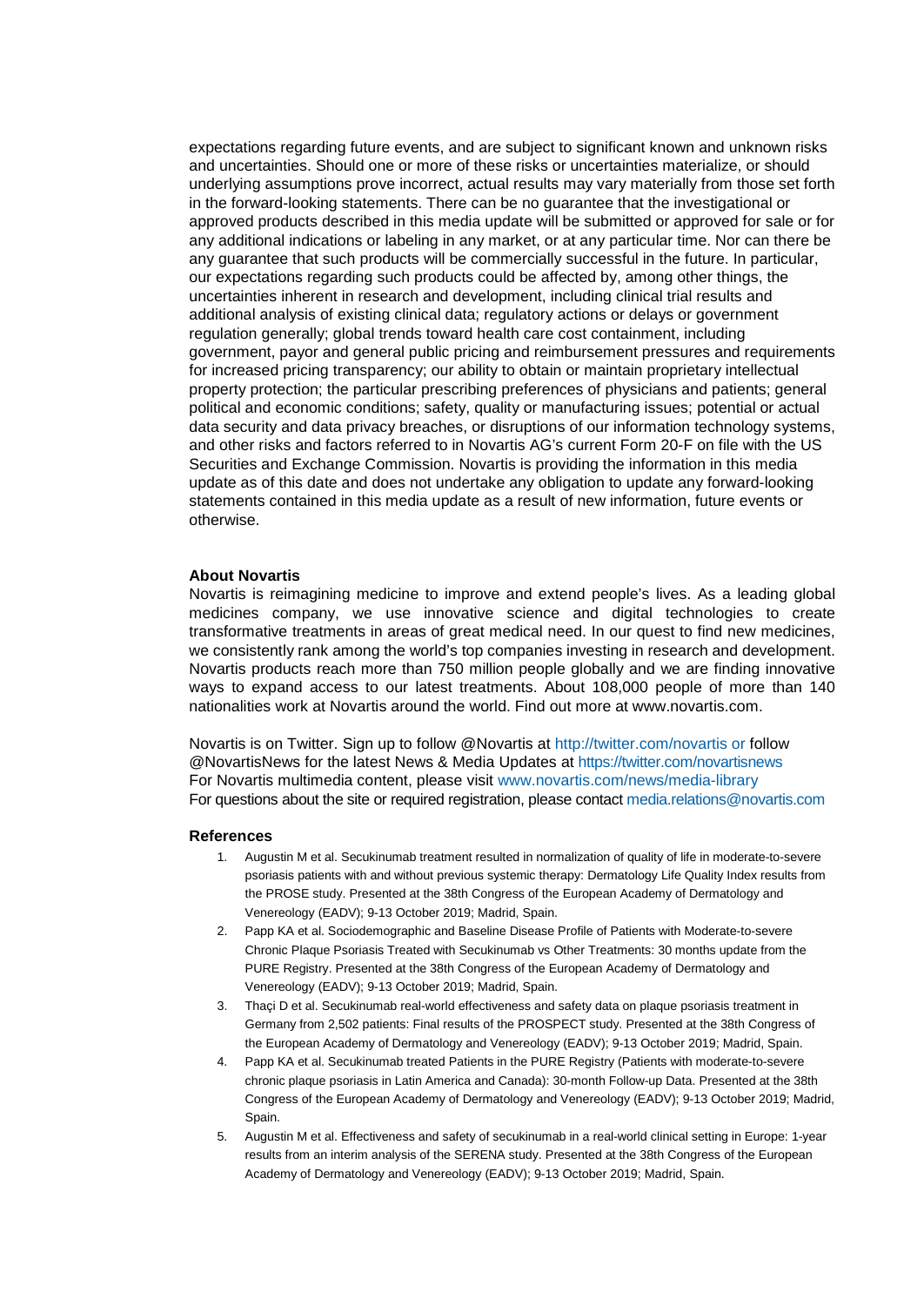expectations regarding future events, and are subject to significant known and unknown risks and uncertainties. Should one or more of these risks or uncertainties materialize, or should underlying assumptions prove incorrect, actual results may vary materially from those set forth in the forward-looking statements. There can be no guarantee that the investigational or approved products described in this media update will be submitted or approved for sale or for any additional indications or labeling in any market, or at any particular time. Nor can there be any guarantee that such products will be commercially successful in the future. In particular, our expectations regarding such products could be affected by, among other things, the uncertainties inherent in research and development, including clinical trial results and additional analysis of existing clinical data; regulatory actions or delays or government regulation generally; global trends toward health care cost containment, including government, payor and general public pricing and reimbursement pressures and requirements for increased pricing transparency; our ability to obtain or maintain proprietary intellectual property protection; the particular prescribing preferences of physicians and patients; general political and economic conditions; safety, quality or manufacturing issues; potential or actual data security and data privacy breaches, or disruptions of our information technology systems, and other risks and factors referred to in Novartis AG's current Form 20-F on file with the US Securities and Exchange Commission. Novartis is providing the information in this media update as of this date and does not undertake any obligation to update any forward-looking statements contained in this media update as a result of new information, future events or otherwise.

**About Novartis**

Novartis is reimagining medicine to improve and extend people's lives. As a leading global medicines company, we use innovative science and digital technologies to create transformative treatments in areas of great medical need. In our quest to find new medicines, we consistently rank among the world's top companies investing in research and development. Novartis products reach more than 750 million people globally and we are finding innovative ways to expand access to our latest treatments. About 108,000 people of more than 140 nationalities work at Novartis around the world. Find out more at www.novartis.com.

Novartis is on Twitter. Sign up to follow @Novartis at http://twitter.com/novartis or follow @NovartisNews for the latest News & Media Updates at https://twitter.com/novartisnews
For Novartis multimedia content, please visit www.novartis.com/news/media-library
For questions about the site or required registration, please contact media.relations@novartis.com

**References**

1. Augustin M et al. Secukinumab treatment resulted in normalization of quality of life in moderate-to-severe psoriasis patients with and without previous systemic therapy: Dermatology Life Quality Index results from the PROSE study. Presented at the 38th Congress of the European Academy of Dermatology and Venereology (EADV); 9-13 October 2019; Madrid, Spain.
2. Papp KA et al. Sociodemographic and Baseline Disease Profile of Patients with Moderate-to-severe Chronic Plaque Psoriasis Treated with Secukinumab vs Other Treatments: 30 months update from the PURE Registry. Presented at the 38th Congress of the European Academy of Dermatology and Venereology (EADV); 9-13 October 2019; Madrid, Spain.
3. Thaçi D et al. Secukinumab real-world effectiveness and safety data on plaque psoriasis treatment in Germany from 2,502 patients: Final results of the PROSPECT study. Presented at the 38th Congress of the European Academy of Dermatology and Venereology (EADV); 9-13 October 2019; Madrid, Spain.
4. Papp KA et al. Secukinumab treated Patients in the PURE Registry (Patients with moderate-to-severe chronic plaque psoriasis in Latin America and Canada): 30-month Follow-up Data. Presented at the 38th Congress of the European Academy of Dermatology and Venereology (EADV); 9-13 October 2019; Madrid, Spain.
5. Augustin M et al. Effectiveness and safety of secukinumab in a real-world clinical setting in Europe: 1-year results from an interim analysis of the SERENA study. Presented at the 38th Congress of the European Academy of Dermatology and Venereology (EADV); 9-13 October 2019; Madrid, Spain.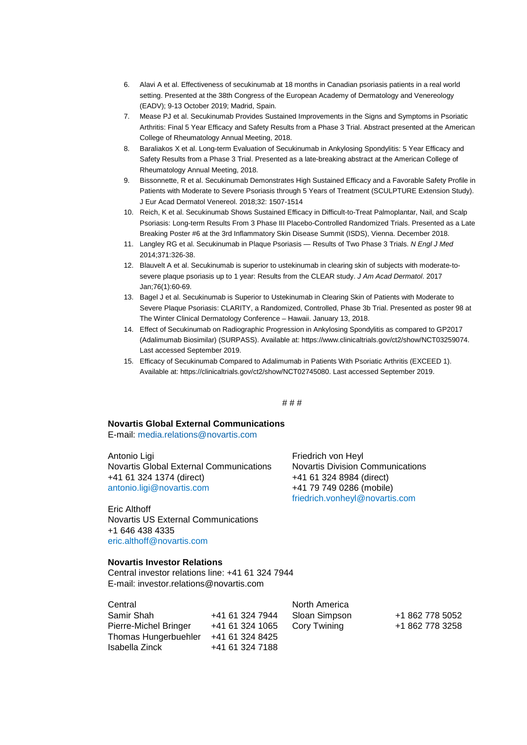6. Alavi A et al. Effectiveness of secukinumab at 18 months in Canadian psoriasis patients in a real world setting. Presented at the 38th Congress of the European Academy of Dermatology and Venereology (EADV); 9-13 October 2019; Madrid, Spain.
7. Mease PJ et al. Secukinumab Provides Sustained Improvements in the Signs and Symptoms in Psoriatic Arthritis: Final 5 Year Efficacy and Safety Results from a Phase 3 Trial. Abstract presented at the American College of Rheumatology Annual Meeting, 2018.
8. Baraliakos X et al. Long-term Evaluation of Secukinumab in Ankylosing Spondylitis: 5 Year Efficacy and Safety Results from a Phase 3 Trial. Presented as a late-breaking abstract at the American College of Rheumatology Annual Meeting, 2018.
9. Bissonnette, R et al. Secukinumab Demonstrates High Sustained Efficacy and a Favorable Safety Profile in Patients with Moderate to Severe Psoriasis through 5 Years of Treatment (SCULPTURE Extension Study). J Eur Acad Dermatol Venereol. 2018;32: 1507-1514
10. Reich, K et al. Secukinumab Shows Sustained Efficacy in Difficult-to-Treat Palmoplantar, Nail, and Scalp Psoriasis: Long-term Results From 3 Phase III Placebo-Controlled Randomized Trials. Presented as a Late Breaking Poster #6 at the 3rd Inflammatory Skin Disease Summit (ISDS), Vienna. December 2018.
11. Langley RG et al. Secukinumab in Plaque Psoriasis — Results of Two Phase 3 Trials. *N Engl J Med* 2014;371:326-38.
12. Blauvelt A et al. Secukinumab is superior to ustekinumab in clearing skin of subjects with moderate-to-severe plaque psoriasis up to 1 year: Results from the CLEAR study. *J Am Acad Dermatol*. 2017 Jan;76(1):60-69.
13. Bagel J et al. Secukinumab is Superior to Ustekinumab in Clearing Skin of Patients with Moderate to Severe Plaque Psoriasis: CLARITY, a Randomized, Controlled, Phase 3b Trial. Presented as poster 98 at The Winter Clinical Dermatology Conference – Hawaii. January 13, 2018.
14. Effect of Secukinumab on Radiographic Progression in Ankylosing Spondylitis as compared to GP2017 (Adalimumab Biosimilar) (SURPASS). Available at: https://www.clinicaltrials.gov/ct2/show/NCT03259074. Last accessed September 2019.
15. Efficacy of Secukinumab Compared to Adalimumab in Patients With Psoriatic Arthritis (EXCEED 1). Available at: https://clinicaltrials.gov/ct2/show/NCT02745080. Last accessed September 2019.

# # #

**Novartis Global External Communications**
E-mail: media.relations@novartis.com

Antonio Ligi
Novartis Global External Communications
+41 61 324 1374 (direct)
antonio.ligi@novartis.com

Friedrich von Heyl
Novartis Division Communications
+41 61 324 8984 (direct)
+41 79 749 0286 (mobile)
friedrich.vonheyl@novartis.com

Eric Althoff
Novartis US External Communications
+1 646 438 4335
eric.althoff@novartis.com

**Novartis Investor Relations**
Central investor relations line: +41 61 324 7944
E-mail: investor.relations@novartis.com

| | | | |
|---|---|---|---|
| Central | | North America | |
| Samir Shah | +41 61 324 7944 | Sloan Simpson | +1 862 778 5052 |
| Pierre-Michel Bringer | +41 61 324 1065 | Cory Twining | +1 862 778 3258 |
| Thomas Hungerbuehler | +41 61 324 8425 | | |
| Isabella Zinck | +41 61 324 7188 | | |